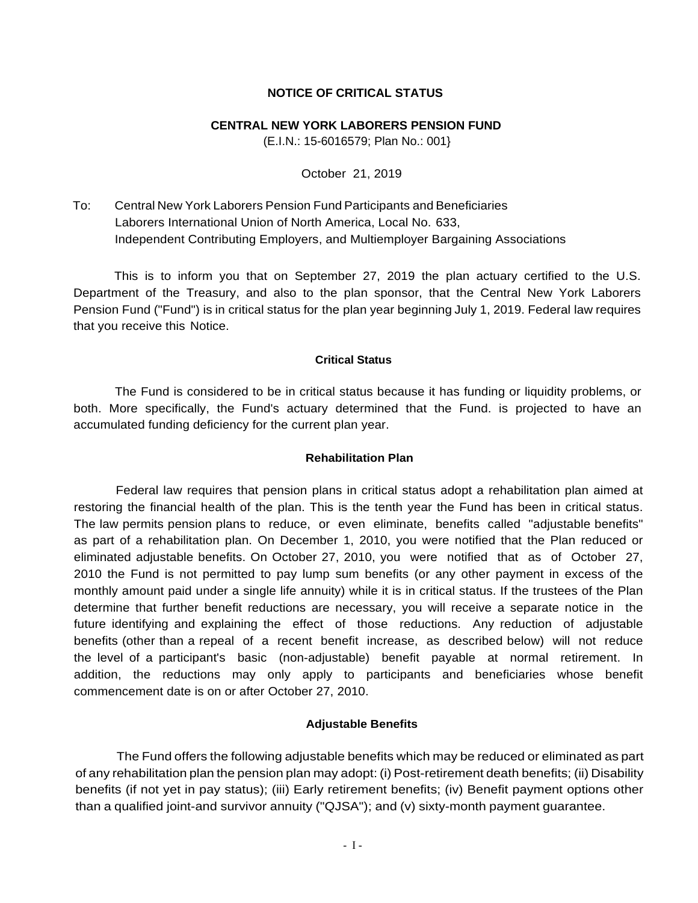# NOTICE OF CRITICAL STATUS

## CENTRAL NEW YORK LABORERS PENSION FUND

(E.I.N.: 15-6016579; Plan No.: 001}

October 21, 2019

To: Central New York Laborers Pension Fund Participants and Beneficiaries
Laborers International Union of North America, Local No. 633,
Independent Contributing Employers, and Multiemployer Bargaining Associations

This is to inform you that on September 27, 2019 the plan actuary certified to the U.S. Department of the Treasury, and also to the plan sponsor, that the Central New York Laborers Pension Fund ("Fund") is in critical status for the plan year beginning July 1, 2019. Federal law requires that you receive this Notice.

### Critical Status

The Fund is considered to be in critical status because it has funding or liquidity problems, or both. More specifically, the Fund's actuary determined that the Fund. is projected to have an accumulated funding deficiency for the current plan year.

### Rehabilitation Plan

Federal law requires that pension plans in critical status adopt a rehabilitation plan aimed at restoring the financial health of the plan. This is the tenth year the Fund has been in critical status. The law permits pension plans to reduce, or even eliminate, benefits called "adjustable benefits" as part of a rehabilitation plan. On December 1, 2010, you were notified that the Plan reduced or eliminated adjustable benefits. On October 27, 2010, you were notified that as of October 27, 2010 the Fund is not permitted to pay lump sum benefits (or any other payment in excess of the monthly amount paid under a single life annuity) while it is in critical status. If the trustees of the Plan determine that further benefit reductions are necessary, you will receive a separate notice in the future identifying and explaining the effect of those reductions. Any reduction of adjustable benefits (other than a repeal of a recent benefit increase, as described below) will not reduce the level of a participant's basic (non-adjustable) benefit payable at normal retirement. In addition, the reductions may only apply to participants and beneficiaries whose benefit commencement date is on or after October 27, 2010.

### Adjustable Benefits

The Fund offers the following adjustable benefits which may be reduced or eliminated as part of any rehabilitation plan the pension plan may adopt: (i) Post-retirement death benefits; (ii) Disability benefits (if not yet in pay status); (iii) Early retirement benefits; (iv) Benefit payment options other than a qualified joint-and survivor annuity ("QJSA"); and (v) sixty-month payment guarantee.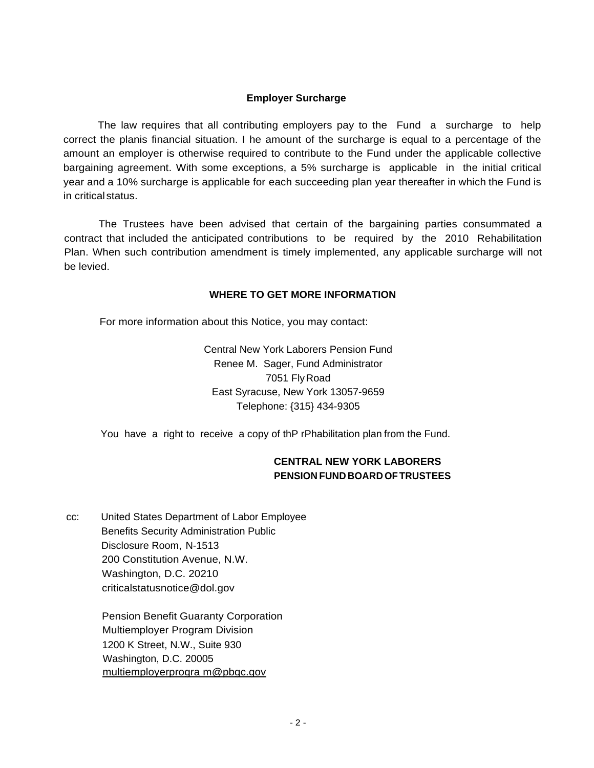## Employer Surcharge

The law requires that all contributing employers pay to the Fund a surcharge to help correct the planis financial situation. I he amount of the surcharge is equal to a percentage of the amount an employer is otherwise required to contribute to the Fund under the applicable collective bargaining agreement. With some exceptions, a 5% surcharge is applicable in the initial critical year and a 10% surcharge is applicable for each succeeding plan year thereafter in which the Fund is in critical status.

The Trustees have been advised that certain of the bargaining parties consummated a contract that included the anticipated contributions to be required by the 2010 Rehabilitation Plan. When such contribution amendment is timely implemented, any applicable surcharge will not be levied.

## WHERE TO GET MORE INFORMATION

For more information about this Notice, you may contact:

Central New York Laborers Pension Fund
Renee M. Sager, Fund Administrator
7051 Fly Road
East Syracuse, New York 13057-9659
Telephone: {315} 434-9305

You have a right to receive a copy of thP rPhabilitation plan from the Fund.

**CENTRAL NEW YORK LABORERS
PENSION FUND BOARD OF TRUSTEES**

cc: United States Department of Labor Employee
Benefits Security Administration Public
Disclosure Room, N-1513
200 Constitution Avenue, N.W.
Washington, D.C. 20210
criticalstatusnotice@dol.gov

Pension Benefit Guaranty Corporation
Multiemployer Program Division
1200 K Street, N.W., Suite 930
Washington, D.C. 20005
multiemployerprogra m@pbgc.gov